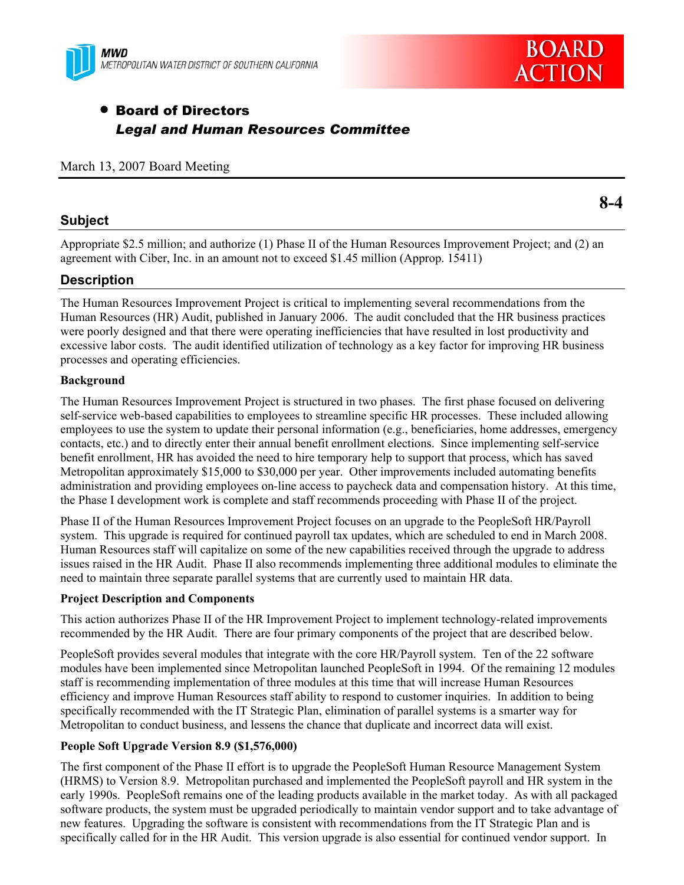MWD
METROPOLITAN WATER DISTRICT OF SOUTHERN CALIFORNIA

BOARD ACTION

- **Board of Directors**
  ***Legal and Human Resources Committee***

March 13, 2007 Board Meeting

**8-4**

## Subject

Appropriate $2.5 million; and authorize (1) Phase II of the Human Resources Improvement Project; and (2) an agreement with Ciber, Inc. in an amount not to exceed $1.45 million (Approp. 15411)

## Description

The Human Resources Improvement Project is critical to implementing several recommendations from the Human Resources (HR) Audit, published in January 2006. The audit concluded that the HR business practices were poorly designed and that there were operating inefficiencies that have resulted in lost productivity and excessive labor costs. The audit identified utilization of technology as a key factor for improving HR business processes and operating efficiencies.

**Background**

The Human Resources Improvement Project is structured in two phases. The first phase focused on delivering self-service web-based capabilities to employees to streamline specific HR processes. These included allowing employees to use the system to update their personal information (e.g., beneficiaries, home addresses, emergency contacts, etc.) and to directly enter their annual benefit enrollment elections. Since implementing self-service benefit enrollment, HR has avoided the need to hire temporary help to support that process, which has saved Metropolitan approximately $15,000 to $30,000 per year. Other improvements included automating benefits administration and providing employees on-line access to paycheck data and compensation history. At this time, the Phase I development work is complete and staff recommends proceeding with Phase II of the project.

Phase II of the Human Resources Improvement Project focuses on an upgrade to the PeopleSoft HR/Payroll system. This upgrade is required for continued payroll tax updates, which are scheduled to end in March 2008. Human Resources staff will capitalize on some of the new capabilities received through the upgrade to address issues raised in the HR Audit. Phase II also recommends implementing three additional modules to eliminate the need to maintain three separate parallel systems that are currently used to maintain HR data.

**Project Description and Components**

This action authorizes Phase II of the HR Improvement Project to implement technology-related improvements recommended by the HR Audit. There are four primary components of the project that are described below.

PeopleSoft provides several modules that integrate with the core HR/Payroll system. Ten of the 22 software modules have been implemented since Metropolitan launched PeopleSoft in 1994. Of the remaining 12 modules staff is recommending implementation of three modules at this time that will increase Human Resources efficiency and improve Human Resources staff ability to respond to customer inquiries. In addition to being specifically recommended with the IT Strategic Plan, elimination of parallel systems is a smarter way for Metropolitan to conduct business, and lessens the chance that duplicate and incorrect data will exist.

**People Soft Upgrade Version 8.9 ($1,576,000)**

The first component of the Phase II effort is to upgrade the PeopleSoft Human Resource Management System (HRMS) to Version 8.9. Metropolitan purchased and implemented the PeopleSoft payroll and HR system in the early 1990s. PeopleSoft remains one of the leading products available in the market today. As with all packaged software products, the system must be upgraded periodically to maintain vendor support and to take advantage of new features. Upgrading the software is consistent with recommendations from the IT Strategic Plan and is specifically called for in the HR Audit. This version upgrade is also essential for continued vendor support. In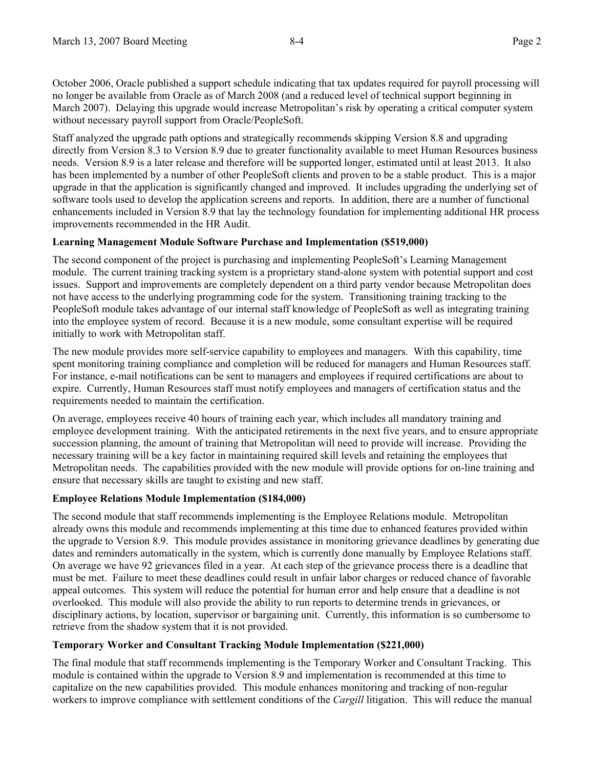October 2006, Oracle published a support schedule indicating that tax updates required for payroll processing will no longer be available from Oracle as of March 2008 (and a reduced level of technical support beginning in March 2007). Delaying this upgrade would increase Metropolitan's risk by operating a critical computer system without necessary payroll support from Oracle/PeopleSoft.

Staff analyzed the upgrade path options and strategically recommends skipping Version 8.8 and upgrading directly from Version 8.3 to Version 8.9 due to greater functionality available to meet Human Resources business needs. Version 8.9 is a later release and therefore will be supported longer, estimated until at least 2013. It also has been implemented by a number of other PeopleSoft clients and proven to be a stable product. This is a major upgrade in that the application is significantly changed and improved. It includes upgrading the underlying set of software tools used to develop the application screens and reports. In addition, there are a number of functional enhancements included in Version 8.9 that lay the technology foundation for implementing additional HR process improvements recommended in the HR Audit.

**Learning Management Module Software Purchase and Implementation ($519,000)**

The second component of the project is purchasing and implementing PeopleSoft's Learning Management module. The current training tracking system is a proprietary stand-alone system with potential support and cost issues. Support and improvements are completely dependent on a third party vendor because Metropolitan does not have access to the underlying programming code for the system. Transitioning training tracking to the PeopleSoft module takes advantage of our internal staff knowledge of PeopleSoft as well as integrating training into the employee system of record. Because it is a new module, some consultant expertise will be required initially to work with Metropolitan staff.

The new module provides more self-service capability to employees and managers. With this capability, time spent monitoring training compliance and completion will be reduced for managers and Human Resources staff. For instance, e-mail notifications can be sent to managers and employees if required certifications are about to expire. Currently, Human Resources staff must notify employees and managers of certification status and the requirements needed to maintain the certification.

On average, employees receive 40 hours of training each year, which includes all mandatory training and employee development training. With the anticipated retirements in the next five years, and to ensure appropriate succession planning, the amount of training that Metropolitan will need to provide will increase. Providing the necessary training will be a key factor in maintaining required skill levels and retaining the employees that Metropolitan needs. The capabilities provided with the new module will provide options for on-line training and ensure that necessary skills are taught to existing and new staff.

**Employee Relations Module Implementation ($184,000)**

The second module that staff recommends implementing is the Employee Relations module. Metropolitan already owns this module and recommends implementing at this time due to enhanced features provided within the upgrade to Version 8.9. This module provides assistance in monitoring grievance deadlines by generating due dates and reminders automatically in the system, which is currently done manually by Employee Relations staff. On average we have 92 grievances filed in a year. At each step of the grievance process there is a deadline that must be met. Failure to meet these deadlines could result in unfair labor charges or reduced chance of favorable appeal outcomes. This system will reduce the potential for human error and help ensure that a deadline is not overlooked. This module will also provide the ability to run reports to determine trends in grievances, or disciplinary actions, by location, supervisor or bargaining unit. Currently, this information is so cumbersome to retrieve from the shadow system that it is not provided.

**Temporary Worker and Consultant Tracking Module Implementation ($221,000)**

The final module that staff recommends implementing is the Temporary Worker and Consultant Tracking. This module is contained within the upgrade to Version 8.9 and implementation is recommended at this time to capitalize on the new capabilities provided. This module enhances monitoring and tracking of non-regular workers to improve compliance with settlement conditions of the *Cargill* litigation. This will reduce the manual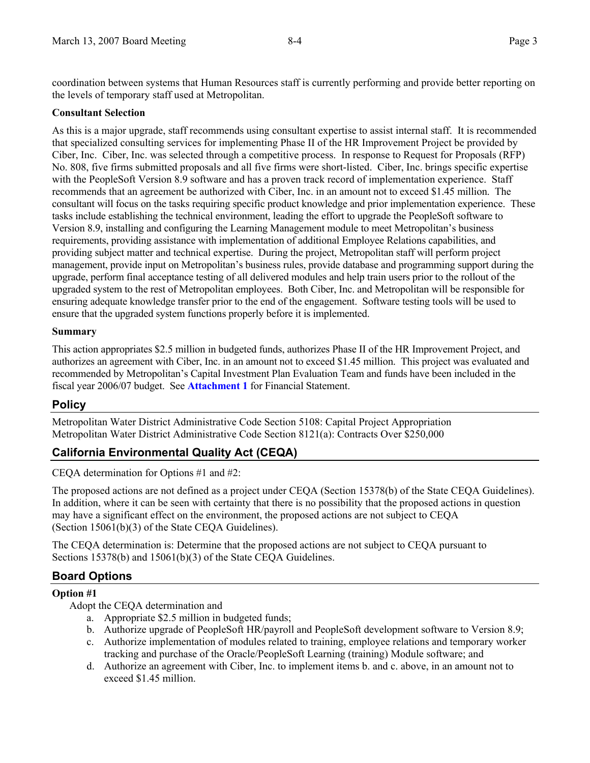coordination between systems that Human Resources staff is currently performing and provide better reporting on the levels of temporary staff used at Metropolitan.

**Consultant Selection**

As this is a major upgrade, staff recommends using consultant expertise to assist internal staff. It is recommended that specialized consulting services for implementing Phase II of the HR Improvement Project be provided by Ciber, Inc. Ciber, Inc. was selected through a competitive process. In response to Request for Proposals (RFP) No. 808, five firms submitted proposals and all five firms were short-listed. Ciber, Inc. brings specific expertise with the PeopleSoft Version 8.9 software and has a proven track record of implementation experience. Staff recommends that an agreement be authorized with Ciber, Inc. in an amount not to exceed $1.45 million. The consultant will focus on the tasks requiring specific product knowledge and prior implementation experience. These tasks include establishing the technical environment, leading the effort to upgrade the PeopleSoft software to Version 8.9, installing and configuring the Learning Management module to meet Metropolitan's business requirements, providing assistance with implementation of additional Employee Relations capabilities, and providing subject matter and technical expertise. During the project, Metropolitan staff will perform project management, provide input on Metropolitan's business rules, provide database and programming support during the upgrade, perform final acceptance testing of all delivered modules and help train users prior to the rollout of the upgraded system to the rest of Metropolitan employees. Both Ciber, Inc. and Metropolitan will be responsible for ensuring adequate knowledge transfer prior to the end of the engagement. Software testing tools will be used to ensure that the upgraded system functions properly before it is implemented.

**Summary**

This action appropriates $2.5 million in budgeted funds, authorizes Phase II of the HR Improvement Project, and authorizes an agreement with Ciber, Inc. in an amount not to exceed $1.45 million. This project was evaluated and recommended by Metropolitan's Capital Investment Plan Evaluation Team and funds have been included in the fiscal year 2006/07 budget. See **Attachment 1** for Financial Statement.

## Policy

Metropolitan Water District Administrative Code Section 5108: Capital Project Appropriation
Metropolitan Water District Administrative Code Section 8121(a): Contracts Over $250,000

## California Environmental Quality Act (CEQA)

CEQA determination for Options #1 and #2:

The proposed actions are not defined as a project under CEQA (Section 15378(b) of the State CEQA Guidelines). In addition, where it can be seen with certainty that there is no possibility that the proposed actions in question may have a significant effect on the environment, the proposed actions are not subject to CEQA (Section 15061(b)(3) of the State CEQA Guidelines).

The CEQA determination is: Determine that the proposed actions are not subject to CEQA pursuant to Sections 15378(b) and 15061(b)(3) of the State CEQA Guidelines.

## Board Options

**Option #1**

Adopt the CEQA determination and

a. Appropriate $2.5 million in budgeted funds;
b. Authorize upgrade of PeopleSoft HR/payroll and PeopleSoft development software to Version 8.9;
c. Authorize implementation of modules related to training, employee relations and temporary worker tracking and purchase of the Oracle/PeopleSoft Learning (training) Module software; and
d. Authorize an agreement with Ciber, Inc. to implement items b. and c. above, in an amount not to exceed $1.45 million.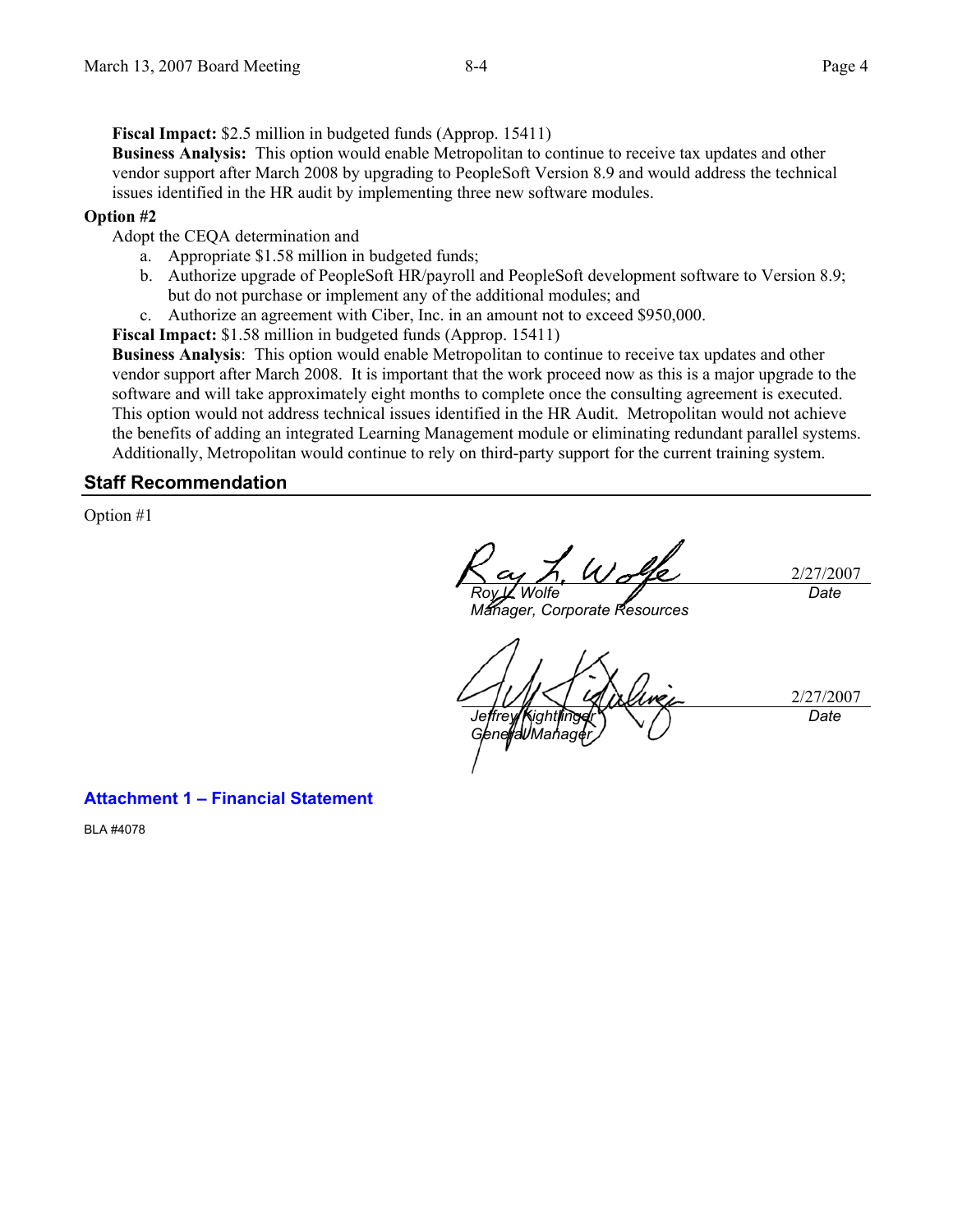**Fiscal Impact:** $2.5 million in budgeted funds (Approp. 15411)

**Business Analysis:** This option would enable Metropolitan to continue to receive tax updates and other vendor support after March 2008 by upgrading to PeopleSoft Version 8.9 and would address the technical issues identified in the HR audit by implementing three new software modules.

**Option #2**

Adopt the CEQA determination and

a. Appropriate $1.58 million in budgeted funds;
b. Authorize upgrade of PeopleSoft HR/payroll and PeopleSoft development software to Version 8.9; but do not purchase or implement any of the additional modules; and
c. Authorize an agreement with Ciber, Inc. in an amount not to exceed $950,000.

**Fiscal Impact:** $1.58 million in budgeted funds (Approp. 15411)

**Business Analysis**: This option would enable Metropolitan to continue to receive tax updates and other vendor support after March 2008. It is important that the work proceed now as this is a major upgrade to the software and will take approximately eight months to complete once the consulting agreement is executed. This option would not address technical issues identified in the HR Audit. Metropolitan would not achieve the benefits of adding an integrated Learning Management module or eliminating redundant parallel systems. Additionally, Metropolitan would continue to rely on third-party support for the current training system.

## Staff Recommendation

Option #1

*Roy L. Wolfe* 2/27/2007
*Manager, Corporate Resources* *Date*

*Jeffrey Kightlinger* 2/27/2007
*General Manager* *Date*

**Attachment 1 – Financial Statement**

BLA #4078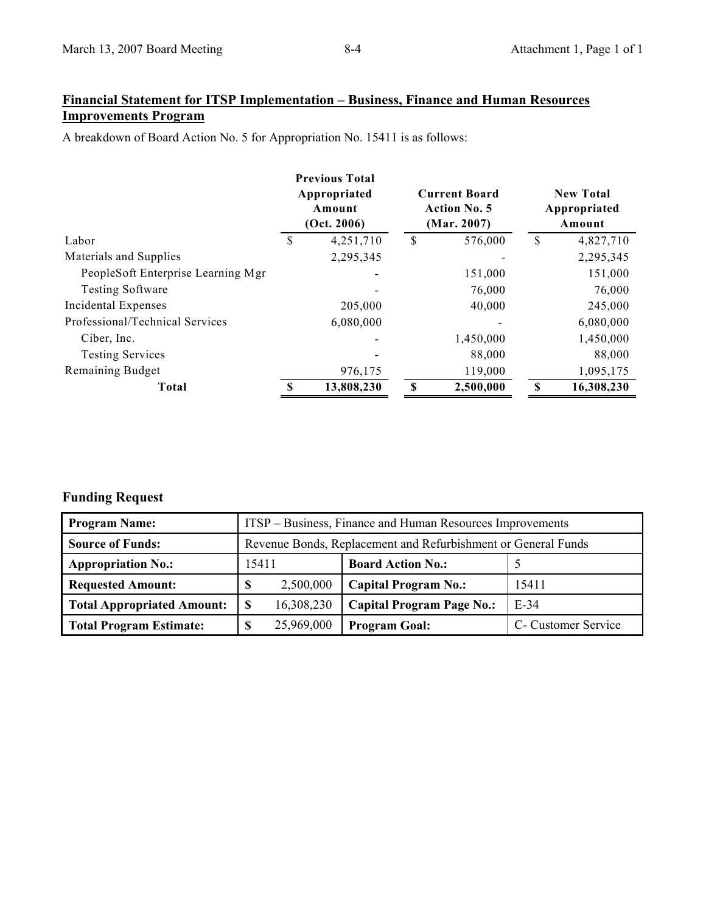## Financial Statement for ITSP Implementation – Business, Finance and Human Resources Improvements Program

A breakdown of Board Action No. 5 for Appropriation No. 15411 is as follows:

| | Previous Total Appropriated Amount (Oct. 2006) | Current Board Action No. 5 (Mar. 2007) | New Total Appropriated Amount |
|---|---|---|---|
| Labor | $ 4,251,710 | $ 576,000 | $ 4,827,710 |
| Materials and Supplies | 2,295,345 | - | 2,295,345 |
| PeopleSoft Enterprise Learning Mgr | - | 151,000 | 151,000 |
| Testing Software | - | 76,000 | 76,000 |
| Incidental Expenses | 205,000 | 40,000 | 245,000 |
| Professional/Technical Services | 6,080,000 | - | 6,080,000 |
| Ciber, Inc. | - | 1,450,000 | 1,450,000 |
| Testing Services | - | 88,000 | 88,000 |
| Remaining Budget | 976,175 | 119,000 | 1,095,175 |
| **Total** | **$ 13,808,230** | **$ 2,500,000** | **$ 16,308,230** |

### Funding Request

| | | | |
|---|---|---|---|
| **Program Name:** | ITSP – Business, Finance and Human Resources Improvements | | |
| **Source of Funds:** | Revenue Bonds, Replacement and Refurbishment or General Funds | | |
| **Appropriation No.:** | 15411 | **Board Action No.:** | 5 |
| **Requested Amount:** | $ 2,500,000 | **Capital Program No.:** | 15411 |
| **Total Appropriated Amount:** | $ 16,308,230 | **Capital Program Page No.:** | E-34 |
| **Total Program Estimate:** | $ 25,969,000 | **Program Goal:** | C- Customer Service |